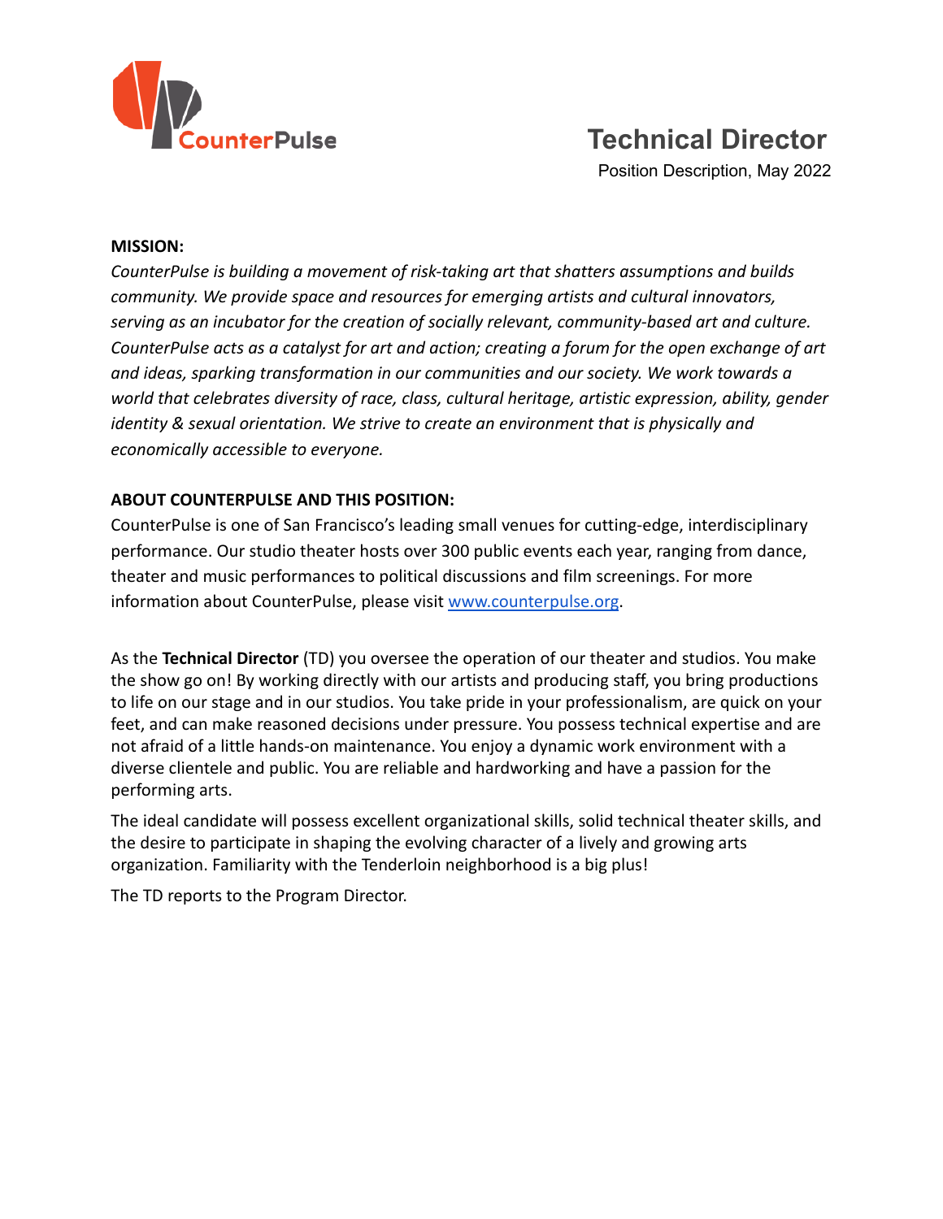CounterPulse

# Technical Director

Position Description, May 2022

**MISSION:**

*CounterPulse is building a movement of risk-taking art that shatters assumptions and builds community. We provide space and resources for emerging artists and cultural innovators, serving as an incubator for the creation of socially relevant, community-based art and culture. CounterPulse acts as a catalyst for art and action; creating a forum for the open exchange of art and ideas, sparking transformation in our communities and our society. We work towards a world that celebrates diversity of race, class, cultural heritage, artistic expression, ability, gender identity & sexual orientation. We strive to create an environment that is physically and economically accessible to everyone.*

**ABOUT COUNTERPULSE AND THIS POSITION:**

CounterPulse is one of San Francisco's leading small venues for cutting-edge, interdisciplinary performance. Our studio theater hosts over 300 public events each year, ranging from dance, theater and music performances to political discussions and film screenings. For more information about CounterPulse, please visit [www.counterpulse.org](http://www.counterpulse.org).

As the **Technical Director** (TD) you oversee the operation of our theater and studios. You make the show go on! By working directly with our artists and producing staff, you bring productions to life on our stage and in our studios. You take pride in your professionalism, are quick on your feet, and can make reasoned decisions under pressure. You possess technical expertise and are not afraid of a little hands-on maintenance. You enjoy a dynamic work environment with a diverse clientele and public. You are reliable and hardworking and have a passion for the performing arts.

The ideal candidate will possess excellent organizational skills, solid technical theater skills, and the desire to participate in shaping the evolving character of a lively and growing arts organization. Familiarity with the Tenderloin neighborhood is a big plus!

The TD reports to the Program Director.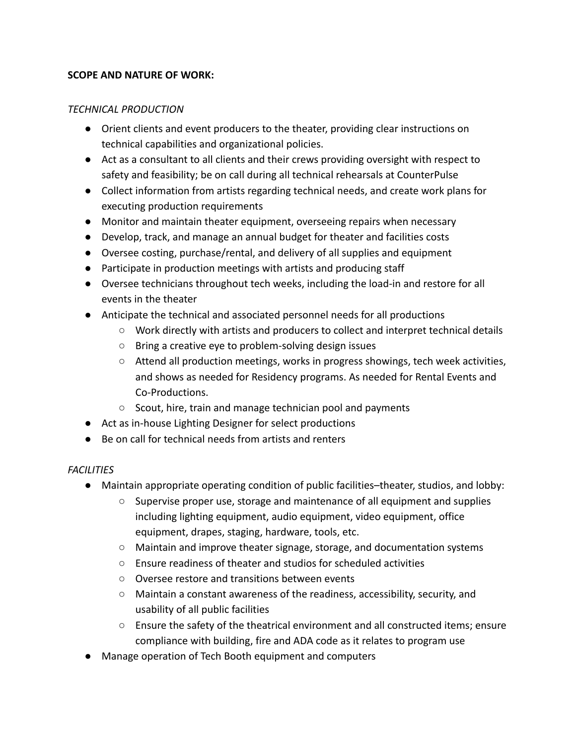**SCOPE AND NATURE OF WORK:**

*TECHNICAL PRODUCTION*

- Orient clients and event producers to the theater, providing clear instructions on technical capabilities and organizational policies.
- Act as a consultant to all clients and their crews providing oversight with respect to safety and feasibility; be on call during all technical rehearsals at CounterPulse
- Collect information from artists regarding technical needs, and create work plans for executing production requirements
- Monitor and maintain theater equipment, overseeing repairs when necessary
- Develop, track, and manage an annual budget for theater and facilities costs
- Oversee costing, purchase/rental, and delivery of all supplies and equipment
- Participate in production meetings with artists and producing staff
- Oversee technicians throughout tech weeks, including the load-in and restore for all events in the theater
- Anticipate the technical and associated personnel needs for all productions
    - Work directly with artists and producers to collect and interpret technical details
    - Bring a creative eye to problem-solving design issues
    - Attend all production meetings, works in progress showings, tech week activities, and shows as needed for Residency programs. As needed for Rental Events and Co-Productions.
    - Scout, hire, train and manage technician pool and payments
- Act as in-house Lighting Designer for select productions
- Be on call for technical needs from artists and renters

*FACILITIES*

- Maintain appropriate operating condition of public facilities–theater, studios, and lobby:
    - Supervise proper use, storage and maintenance of all equipment and supplies including lighting equipment, audio equipment, video equipment, office equipment, drapes, staging, hardware, tools, etc.
    - Maintain and improve theater signage, storage, and documentation systems
    - Ensure readiness of theater and studios for scheduled activities
    - Oversee restore and transitions between events
    - Maintain a constant awareness of the readiness, accessibility, security, and usability of all public facilities
    - Ensure the safety of the theatrical environment and all constructed items; ensure compliance with building, fire and ADA code as it relates to program use
- Manage operation of Tech Booth equipment and computers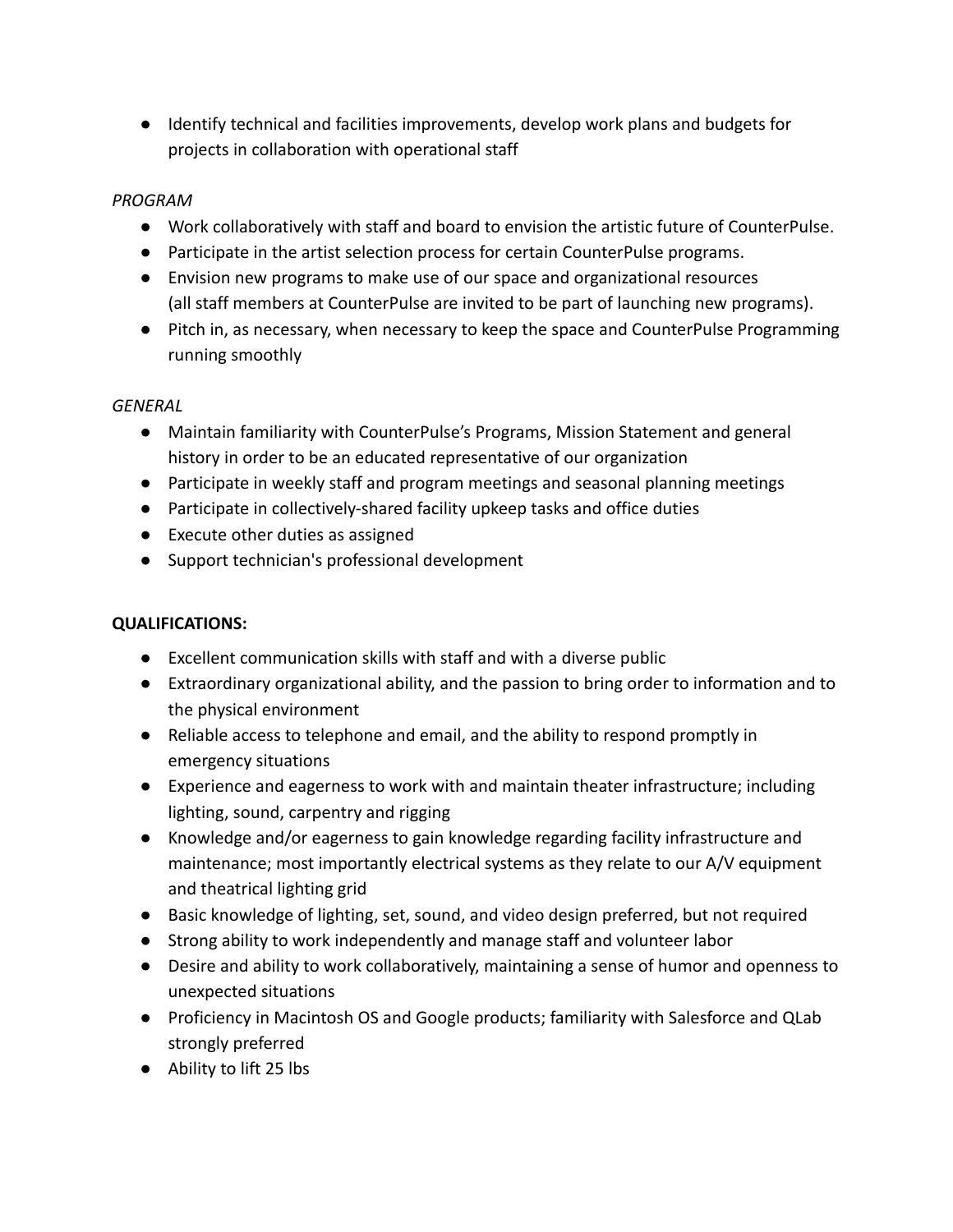- Identify technical and facilities improvements, develop work plans and budgets for projects in collaboration with operational staff

*PROGRAM*

- Work collaboratively with staff and board to envision the artistic future of CounterPulse.
- Participate in the artist selection process for certain CounterPulse programs.
- Envision new programs to make use of our space and organizational resources (all staff members at CounterPulse are invited to be part of launching new programs).
- Pitch in, as necessary, when necessary to keep the space and CounterPulse Programming running smoothly

*GENERAL*

- Maintain familiarity with CounterPulse's Programs, Mission Statement and general history in order to be an educated representative of our organization
- Participate in weekly staff and program meetings and seasonal planning meetings
- Participate in collectively-shared facility upkeep tasks and office duties
- Execute other duties as assigned
- Support technician's professional development

**QUALIFICATIONS:**

- Excellent communication skills with staff and with a diverse public
- Extraordinary organizational ability, and the passion to bring order to information and to the physical environment
- Reliable access to telephone and email, and the ability to respond promptly in emergency situations
- Experience and eagerness to work with and maintain theater infrastructure; including lighting, sound, carpentry and rigging
- Knowledge and/or eagerness to gain knowledge regarding facility infrastructure and maintenance; most importantly electrical systems as they relate to our A/V equipment and theatrical lighting grid
- Basic knowledge of lighting, set, sound, and video design preferred, but not required
- Strong ability to work independently and manage staff and volunteer labor
- Desire and ability to work collaboratively, maintaining a sense of humor and openness to unexpected situations
- Proficiency in Macintosh OS and Google products; familiarity with Salesforce and QLab strongly preferred
- Ability to lift 25 lbs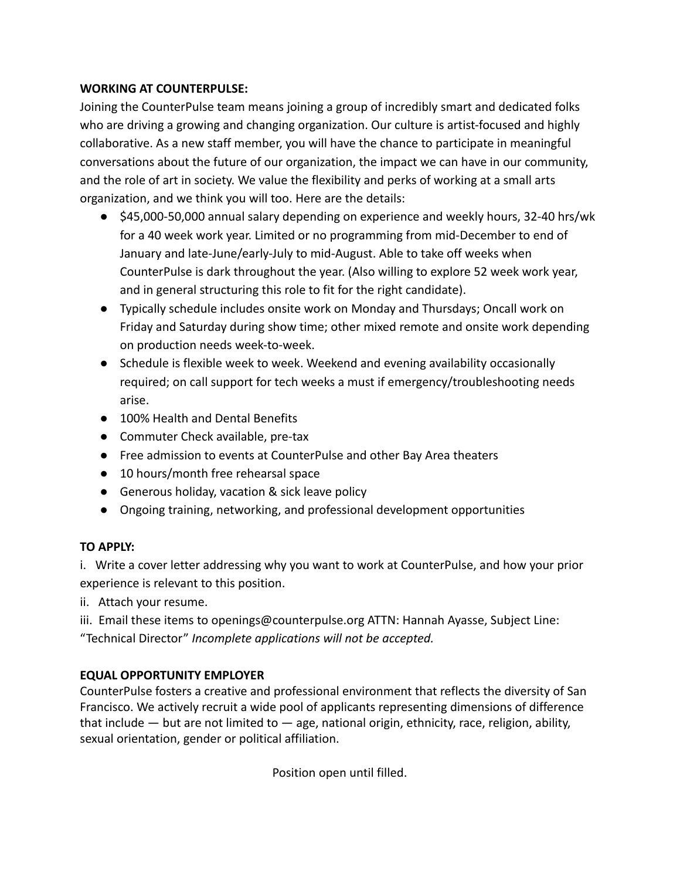**WORKING AT COUNTERPULSE:**

Joining the CounterPulse team means joining a group of incredibly smart and dedicated folks who are driving a growing and changing organization. Our culture is artist-focused and highly collaborative. As a new staff member, you will have the chance to participate in meaningful conversations about the future of our organization, the impact we can have in our community, and the role of art in society. We value the flexibility and perks of working at a small arts organization, and we think you will too. Here are the details:

- $45,000-50,000 annual salary depending on experience and weekly hours, 32-40 hrs/wk for a 40 week work year. Limited or no programming from mid-December to end of January and late-June/early-July to mid-August. Able to take off weeks when CounterPulse is dark throughout the year. (Also willing to explore 52 week work year, and in general structuring this role to fit for the right candidate).
- Typically schedule includes onsite work on Monday and Thursdays; Oncall work on Friday and Saturday during show time; other mixed remote and onsite work depending on production needs week-to-week.
- Schedule is flexible week to week. Weekend and evening availability occasionally required; on call support for tech weeks a must if emergency/troubleshooting needs arise.
- 100% Health and Dental Benefits
- Commuter Check available, pre-tax
- Free admission to events at CounterPulse and other Bay Area theaters
- 10 hours/month free rehearsal space
- Generous holiday, vacation & sick leave policy
- Ongoing training, networking, and professional development opportunities

**TO APPLY:**

i. Write a cover letter addressing why you want to work at CounterPulse, and how your prior experience is relevant to this position.

ii. Attach your resume.

iii. Email these items to openings@counterpulse.org ATTN: Hannah Ayasse, Subject Line: "Technical Director" *Incomplete applications will not be accepted.*

**EQUAL OPPORTUNITY EMPLOYER**

CounterPulse fosters a creative and professional environment that reflects the diversity of San Francisco. We actively recruit a wide pool of applicants representing dimensions of difference that include — but are not limited to — age, national origin, ethnicity, race, religion, ability, sexual orientation, gender or political affiliation.

Position open until filled.